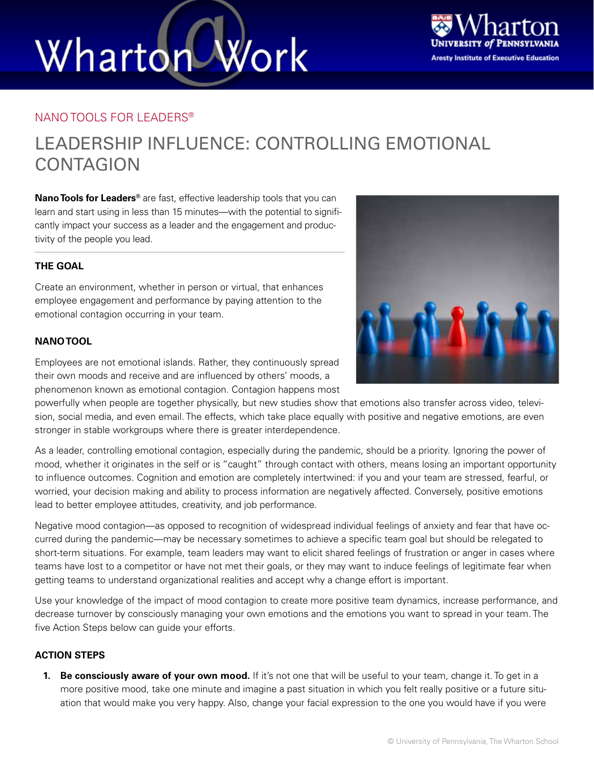NANO TOOLS FOR LEADERS®

# LEADERSHIP INFLUENCE: CONTROLLING EMOTIONAL CONTAGION

**Nano Tools for Leaders®** are fast, effective leadership tools that you can learn and start using in less than 15 minutes—with the potential to significantly impact your success as a leader and the engagement and productivity of the people you lead.

## THE GOAL

Create an environment, whether in person or virtual, that enhances employee engagement and performance by paying attention to the emotional contagion occurring in your team.

## NANO TOOL

Employees are not emotional islands. Rather, they continuously spread their own moods and receive and are influenced by others' moods, a phenomenon known as emotional contagion. Contagion happens most powerfully when people are together physically, but new studies show that emotions also transfer across video, television, social media, and even email. The effects, which take place equally with positive and negative emotions, are even stronger in stable workgroups where there is greater interdependence.

As a leader, controlling emotional contagion, especially during the pandemic, should be a priority. Ignoring the power of mood, whether it originates in the self or is "caught" through contact with others, means losing an important opportunity to influence outcomes. Cognition and emotion are completely intertwined: if you and your team are stressed, fearful, or worried, your decision making and ability to process information are negatively affected. Conversely, positive emotions lead to better employee attitudes, creativity, and job performance.

Negative mood contagion—as opposed to recognition of widespread individual feelings of anxiety and fear that have occurred during the pandemic—may be necessary sometimes to achieve a specific team goal but should be relegated to short-term situations. For example, team leaders may want to elicit shared feelings of frustration or anger in cases where teams have lost to a competitor or have not met their goals, or they may want to induce feelings of legitimate fear when getting teams to understand organizational realities and accept why a change effort is important.

Use your knowledge of the impact of mood contagion to create more positive team dynamics, increase performance, and decrease turnover by consciously managing your own emotions and the emotions you want to spread in your team. The five Action Steps below can guide your efforts.

## ACTION STEPS

1. **Be consciously aware of your own mood.** If it's not one that will be useful to your team, change it. To get in a more positive mood, take one minute and imagine a past situation in which you felt really positive or a future situation that would make you very happy. Also, change your facial expression to the one you would have if you were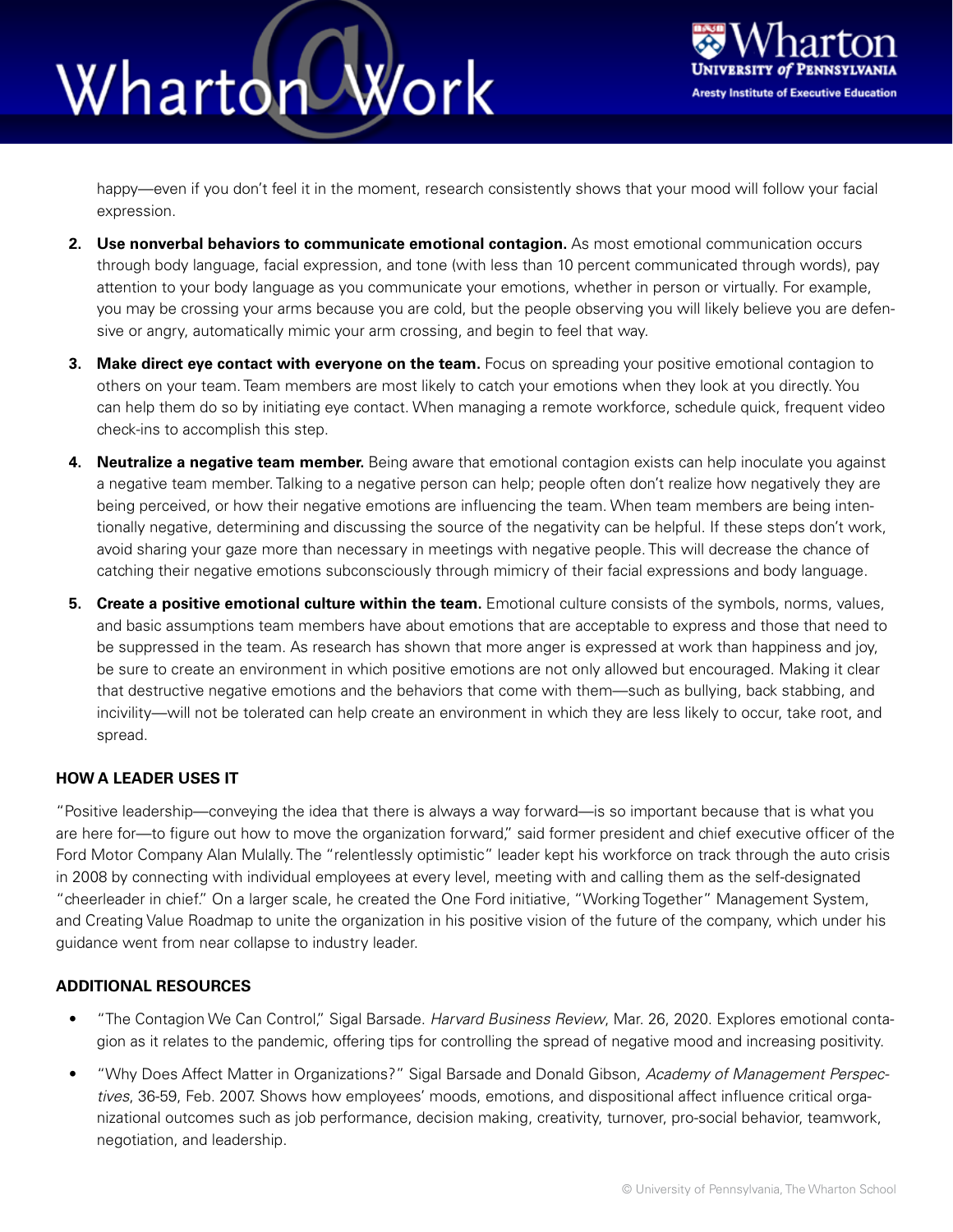happy—even if you don't feel it in the moment, research consistently shows that your mood will follow your facial expression.

2. **Use nonverbal behaviors to communicate emotional contagion.** As most emotional communication occurs through body language, facial expression, and tone (with less than 10 percent communicated through words), pay attention to your body language as you communicate your emotions, whether in person or virtually. For example, you may be crossing your arms because you are cold, but the people observing you will likely believe you are defensive or angry, automatically mimic your arm crossing, and begin to feel that way.

3. **Make direct eye contact with everyone on the team.** Focus on spreading your positive emotional contagion to others on your team. Team members are most likely to catch your emotions when they look at you directly. You can help them do so by initiating eye contact. When managing a remote workforce, schedule quick, frequent video check-ins to accomplish this step.

4. **Neutralize a negative team member.** Being aware that emotional contagion exists can help inoculate you against a negative team member. Talking to a negative person can help; people often don't realize how negatively they are being perceived, or how their negative emotions are influencing the team. When team members are being intentionally negative, determining and discussing the source of the negativity can be helpful. If these steps don't work, avoid sharing your gaze more than necessary in meetings with negative people. This will decrease the chance of catching their negative emotions subconsciously through mimicry of their facial expressions and body language.

5. **Create a positive emotional culture within the team.** Emotional culture consists of the symbols, norms, values, and basic assumptions team members have about emotions that are acceptable to express and those that need to be suppressed in the team. As research has shown that more anger is expressed at work than happiness and joy, be sure to create an environment in which positive emotions are not only allowed but encouraged. Making it clear that destructive negative emotions and the behaviors that come with them—such as bullying, back stabbing, and incivility—will not be tolerated can help create an environment in which they are less likely to occur, take root, and spread.

## HOW A LEADER USES IT

"Positive leadership—conveying the idea that there is always a way forward—is so important because that is what you are here for—to figure out how to move the organization forward," said former president and chief executive officer of the Ford Motor Company Alan Mulally. The "relentlessly optimistic" leader kept his workforce on track through the auto crisis in 2008 by connecting with individual employees at every level, meeting with and calling them as the self-designated "cheerleader in chief." On a larger scale, he created the One Ford initiative, "Working Together" Management System, and Creating Value Roadmap to unite the organization in his positive vision of the future of the company, which under his guidance went from near collapse to industry leader.

## ADDITIONAL RESOURCES

- "The Contagion We Can Control," Sigal Barsade. *Harvard Business Review*, Mar. 26, 2020. Explores emotional contagion as it relates to the pandemic, offering tips for controlling the spread of negative mood and increasing positivity.
- "Why Does Affect Matter in Organizations?" Sigal Barsade and Donald Gibson, *Academy of Management Perspectives*, 36-59, Feb. 2007. Shows how employees' moods, emotions, and dispositional affect influence critical organizational outcomes such as job performance, decision making, creativity, turnover, pro-social behavior, teamwork, negotiation, and leadership.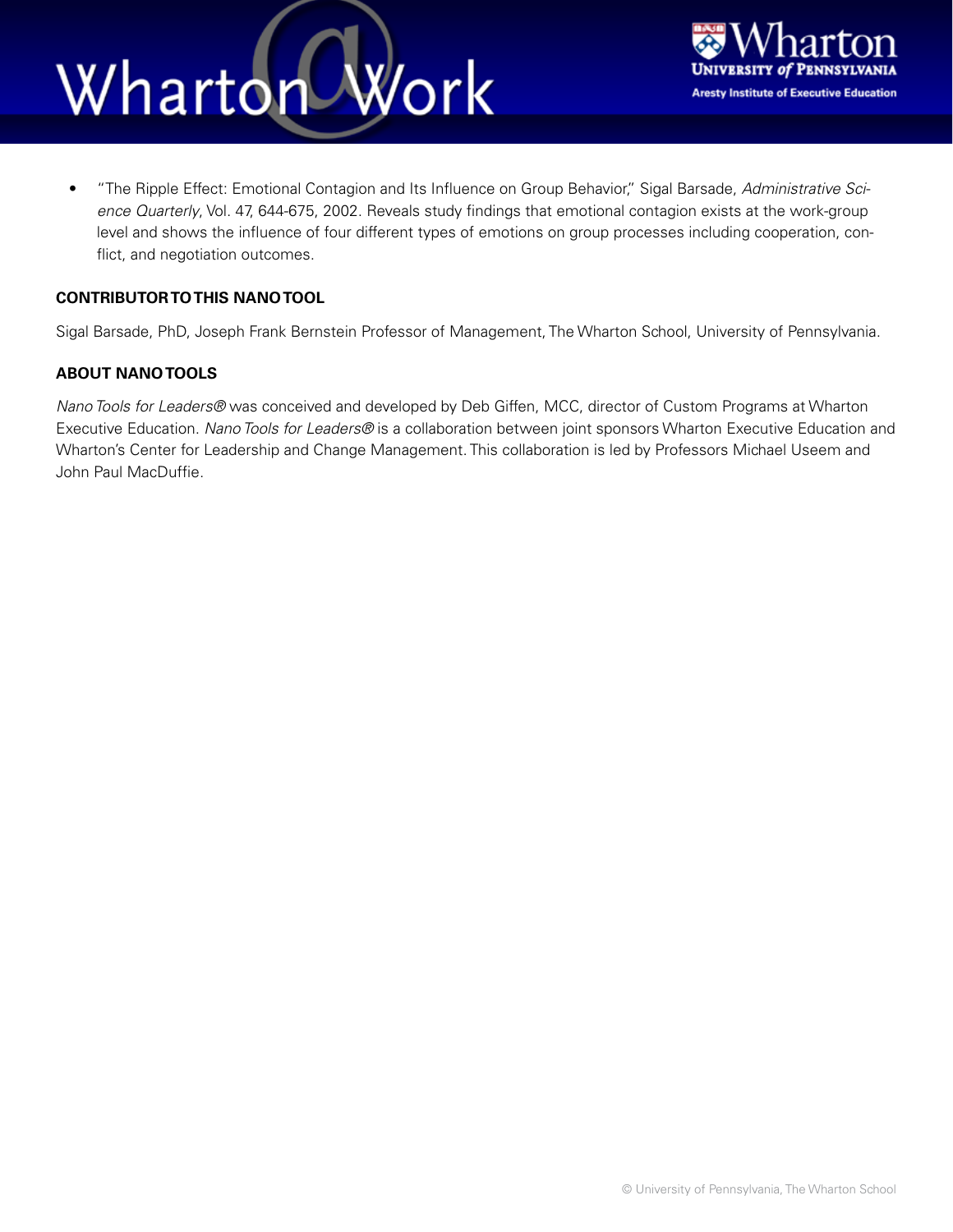- "The Ripple Effect: Emotional Contagion and Its Influence on Group Behavior," Sigal Barsade, *Administrative Science Quarterly*, Vol. 47, 644-675, 2002. Reveals study findings that emotional contagion exists at the work-group level and shows the influence of four different types of emotions on group processes including cooperation, conflict, and negotiation outcomes.

### CONTRIBUTOR TO THIS NANO TOOL

Sigal Barsade, PhD, Joseph Frank Bernstein Professor of Management, The Wharton School, University of Pennsylvania.

### ABOUT NANO TOOLS

*Nano Tools for Leaders®* was conceived and developed by Deb Giffen, MCC, director of Custom Programs at Wharton Executive Education. *Nano Tools for Leaders®* is a collaboration between joint sponsors Wharton Executive Education and Wharton's Center for Leadership and Change Management. This collaboration is led by Professors Michael Useem and John Paul MacDuffie.